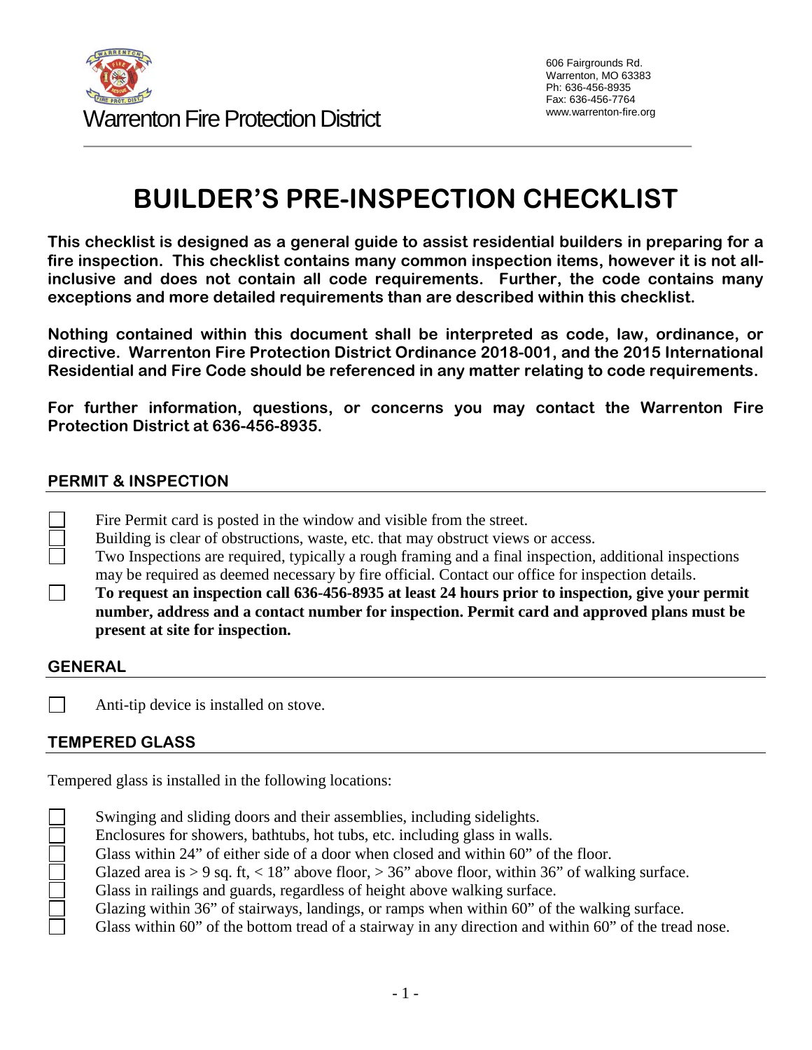Warrenton Fire Protection District

606 Fairgrounds Rd.
Warrenton, MO 63383
Ph: 636-456-8935
Fax: 636-456-7764
www.warrenton-fire.org

# BUILDER'S PRE-INSPECTION CHECKLIST

**This checklist is designed as a general guide to assist residential builders in preparing for a fire inspection. This checklist contains many common inspection items, however it is not all-inclusive and does not contain all code requirements. Further, the code contains many exceptions and more detailed requirements than are described within this checklist.**

**Nothing contained within this document shall be interpreted as code, law, ordinance, or directive. Warrenton Fire Protection District Ordinance 2018-001, and the 2015 International Residential and Fire Code should be referenced in any matter relating to code requirements.**

**For further information, questions, or concerns you may contact the Warrenton Fire Protection District at 636-456-8935.**

## PERMIT & INSPECTION

- [ ] Fire Permit card is posted in the window and visible from the street.
- [ ] Building is clear of obstructions, waste, etc. that may obstruct views or access.
- [ ] Two Inspections are required, typically a rough framing and a final inspection, additional inspections may be required as deemed necessary by fire official. Contact our office for inspection details.
- [ ] **To request an inspection call 636-456-8935 at least 24 hours prior to inspection, give your permit number, address and a contact number for inspection. Permit card and approved plans must be present at site for inspection.**

## GENERAL

- [ ] Anti-tip device is installed on stove.

## TEMPERED GLASS

Tempered glass is installed in the following locations:

- [ ] Swinging and sliding doors and their assemblies, including sidelights.
- [ ] Enclosures for showers, bathtubs, hot tubs, etc. including glass in walls.
- [ ] Glass within 24" of either side of a door when closed and within 60" of the floor.
- [ ] Glazed area is > 9 sq. ft, < 18" above floor, > 36" above floor, within 36" of walking surface.
- [ ] Glass in railings and guards, regardless of height above walking surface.
- [ ] Glazing within 36" of stairways, landings, or ramps when within 60" of the walking surface.
- [ ] Glass within 60" of the bottom tread of a stairway in any direction and within 60" of the tread nose.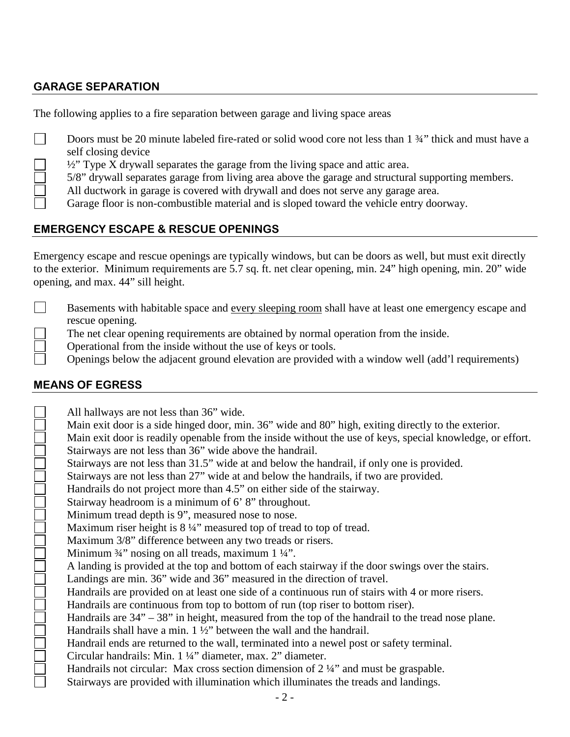## GARAGE SEPARATION

The following applies to a fire separation between garage and living space areas

- ☐ Doors must be 20 minute labeled fire-rated or solid wood core not less than 1 ¾" thick and must have a self closing device
- ☐ ½" Type X drywall separates the garage from the living space and attic area.
- ☐ 5/8" drywall separates garage from living area above the garage and structural supporting members.
- ☐ All ductwork in garage is covered with drywall and does not serve any garage area.
- ☐ Garage floor is non-combustible material and is sloped toward the vehicle entry doorway.

## EMERGENCY ESCAPE & RESCUE OPENINGS

Emergency escape and rescue openings are typically windows, but can be doors as well, but must exit directly to the exterior. Minimum requirements are 5.7 sq. ft. net clear opening, min. 24" high opening, min. 20" wide opening, and max. 44" sill height.

- ☐ Basements with habitable space and <u>every sleeping room</u> shall have at least one emergency escape and rescue opening.
- ☐ The net clear opening requirements are obtained by normal operation from the inside.
- ☐ Operational from the inside without the use of keys or tools.
- ☐ Openings below the adjacent ground elevation are provided with a window well (add'l requirements)

## MEANS OF EGRESS

- ☐ All hallways are not less than 36" wide.
- ☐ Main exit door is a side hinged door, min. 36" wide and 80" high, exiting directly to the exterior.
- ☐ Main exit door is readily openable from the inside without the use of keys, special knowledge, or effort.
- ☐ Stairways are not less than 36" wide above the handrail.
- ☐ Stairways are not less than 31.5" wide at and below the handrail, if only one is provided.
- ☐ Stairways are not less than 27" wide at and below the handrails, if two are provided.
- ☐ Handrails do not project more than 4.5" on either side of the stairway.
- ☐ Stairway headroom is a minimum of 6' 8" throughout.
- ☐ Minimum tread depth is 9", measured nose to nose.
- ☐ Maximum riser height is 8 ¼" measured top of tread to top of tread.
- ☐ Maximum 3/8" difference between any two treads or risers.
- ☐ Minimum ¾" nosing on all treads, maximum 1 ¼".
- ☐ A landing is provided at the top and bottom of each stairway if the door swings over the stairs.
- ☐ Landings are min. 36" wide and 36" measured in the direction of travel.
- ☐ Handrails are provided on at least one side of a continuous run of stairs with 4 or more risers.
- ☐ Handrails are continuous from top to bottom of run (top riser to bottom riser).
- ☐ Handrails are 34" – 38" in height, measured from the top of the handrail to the tread nose plane.
- ☐ Handrails shall have a min. 1 ½" between the wall and the handrail.
- ☐ Handrail ends are returned to the wall, terminated into a newel post or safety terminal.
- ☐ Circular handrails: Min. 1 ¼" diameter, max. 2" diameter.
- ☐ Handrails not circular: Max cross section dimension of 2 ¼" and must be graspable.
- ☐ Stairways are provided with illumination which illuminates the treads and landings.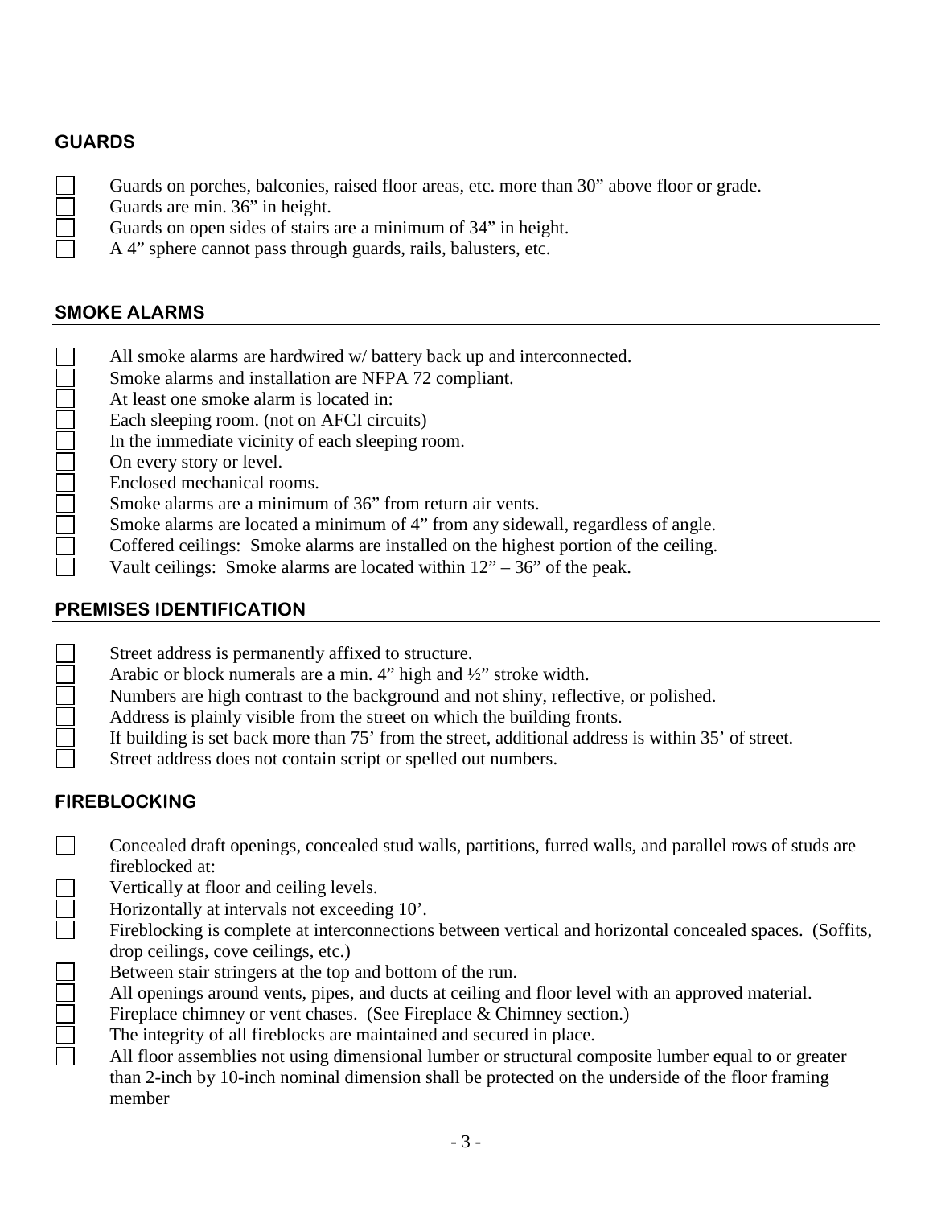## GUARDS

- [ ] Guards on porches, balconies, raised floor areas, etc. more than 30” above floor or grade.
- [ ] Guards are min. 36” in height.
- [ ] Guards on open sides of stairs are a minimum of 34” in height.
- [ ] A 4” sphere cannot pass through guards, rails, balusters, etc.

## SMOKE ALARMS

- [ ] All smoke alarms are hardwired w/ battery back up and interconnected.
- [ ] Smoke alarms and installation are NFPA 72 compliant.
- [ ] At least one smoke alarm is located in:
- [ ] Each sleeping room. (not on AFCI circuits)
- [ ] In the immediate vicinity of each sleeping room.
- [ ] On every story or level.
- [ ] Enclosed mechanical rooms.
- [ ] Smoke alarms are a minimum of 36” from return air vents.
- [ ] Smoke alarms are located a minimum of 4” from any sidewall, regardless of angle.
- [ ] Coffered ceilings: Smoke alarms are installed on the highest portion of the ceiling.
- [ ] Vault ceilings: Smoke alarms are located within 12” – 36” of the peak.

## PREMISES IDENTIFICATION

- [ ] Street address is permanently affixed to structure.
- [ ] Arabic or block numerals are a min. 4” high and ½” stroke width.
- [ ] Numbers are high contrast to the background and not shiny, reflective, or polished.
- [ ] Address is plainly visible from the street on which the building fronts.
- [ ] If building is set back more than 75’ from the street, additional address is within 35’ of street.
- [ ] Street address does not contain script or spelled out numbers.

## FIREBLOCKING

- [ ] Concealed draft openings, concealed stud walls, partitions, furred walls, and parallel rows of studs are fireblocked at:
- [ ] Vertically at floor and ceiling levels.
- [ ] Horizontally at intervals not exceeding 10’.
- [ ] Fireblocking is complete at interconnections between vertical and horizontal concealed spaces. (Soffits, drop ceilings, cove ceilings, etc.)
- [ ] Between stair stringers at the top and bottom of the run.
- [ ] All openings around vents, pipes, and ducts at ceiling and floor level with an approved material.
- [ ] Fireplace chimney or vent chases. (See Fireplace & Chimney section.)
- [ ] The integrity of all fireblocks are maintained and secured in place.
- [ ] All floor assemblies not using dimensional lumber or structural composite lumber equal to or greater than 2-inch by 10-inch nominal dimension shall be protected on the underside of the floor framing member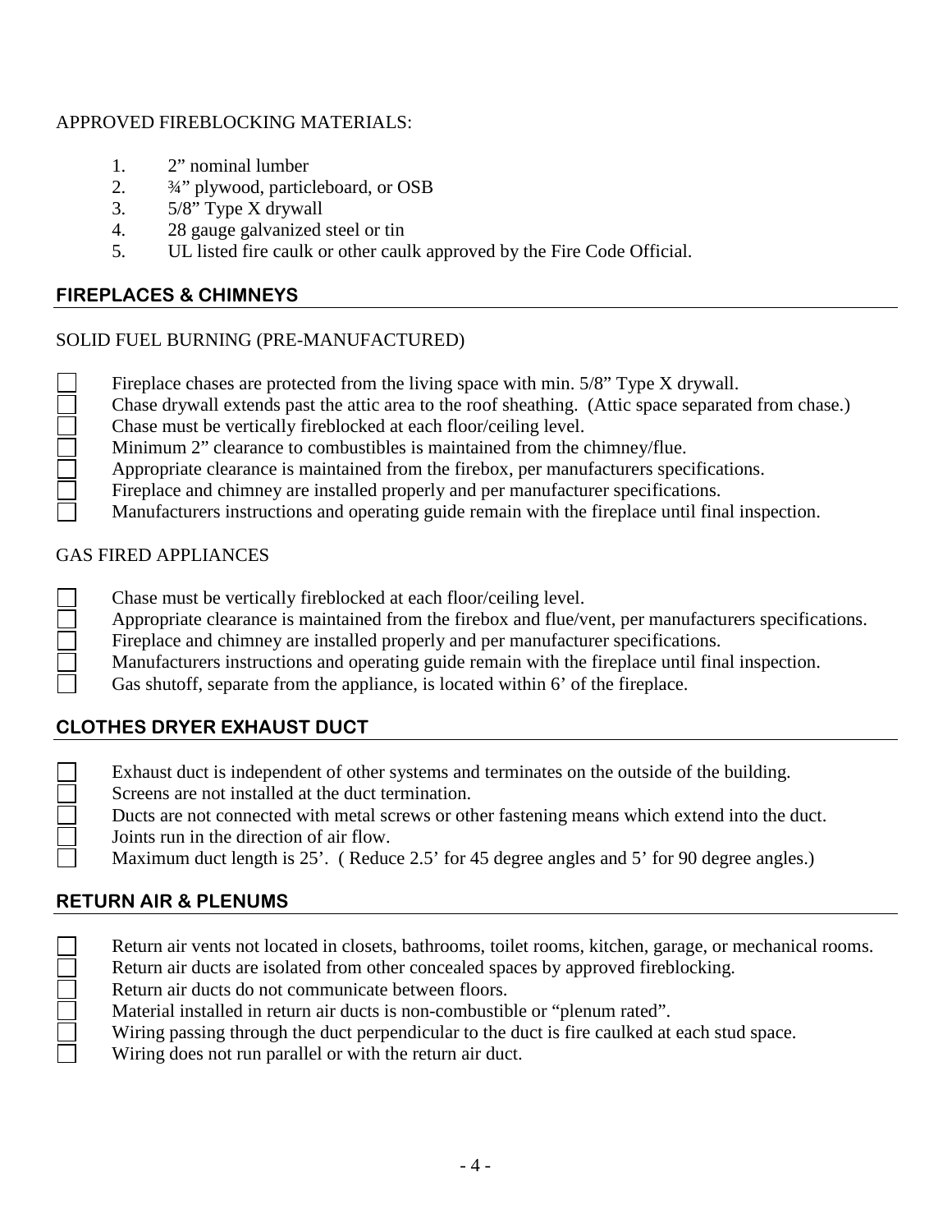APPROVED FIREBLOCKING MATERIALS:

1. 2" nominal lumber
2. ¾" plywood, particleboard, or OSB
3. 5/8" Type X drywall
4. 28 gauge galvanized steel or tin
5. UL listed fire caulk or other caulk approved by the Fire Code Official.

## FIREPLACES & CHIMNEYS

SOLID FUEL BURNING (PRE-MANUFACTURED)

- [ ] Fireplace chases are protected from the living space with min. 5/8" Type X drywall.
- [ ] Chase drywall extends past the attic area to the roof sheathing. (Attic space separated from chase.)
- [ ] Chase must be vertically fireblocked at each floor/ceiling level.
- [ ] Minimum 2" clearance to combustibles is maintained from the chimney/flue.
- [ ] Appropriate clearance is maintained from the firebox, per manufacturers specifications.
- [ ] Fireplace and chimney are installed properly and per manufacturer specifications.
- [ ] Manufacturers instructions and operating guide remain with the fireplace until final inspection.

GAS FIRED APPLIANCES

- [ ] Chase must be vertically fireblocked at each floor/ceiling level.
- [ ] Appropriate clearance is maintained from the firebox and flue/vent, per manufacturers specifications.
- [ ] Fireplace and chimney are installed properly and per manufacturer specifications.
- [ ] Manufacturers instructions and operating guide remain with the fireplace until final inspection.
- [ ] Gas shutoff, separate from the appliance, is located within 6' of the fireplace.

## CLOTHES DRYER EXHAUST DUCT

- [ ] Exhaust duct is independent of other systems and terminates on the outside of the building.
- [ ] Screens are not installed at the duct termination.
- [ ] Ducts are not connected with metal screws or other fastening means which extend into the duct.
- [ ] Joints run in the direction of air flow.
- [ ] Maximum duct length is 25'. ( Reduce 2.5' for 45 degree angles and 5' for 90 degree angles.)

## RETURN AIR & PLENUMS

- [ ] Return air vents not located in closets, bathrooms, toilet rooms, kitchen, garage, or mechanical rooms.
- [ ] Return air ducts are isolated from other concealed spaces by approved fireblocking.
- [ ] Return air ducts do not communicate between floors.
- [ ] Material installed in return air ducts is non-combustible or "plenum rated".
- [ ] Wiring passing through the duct perpendicular to the duct is fire caulked at each stud space.
- [ ] Wiring does not run parallel or with the return air duct.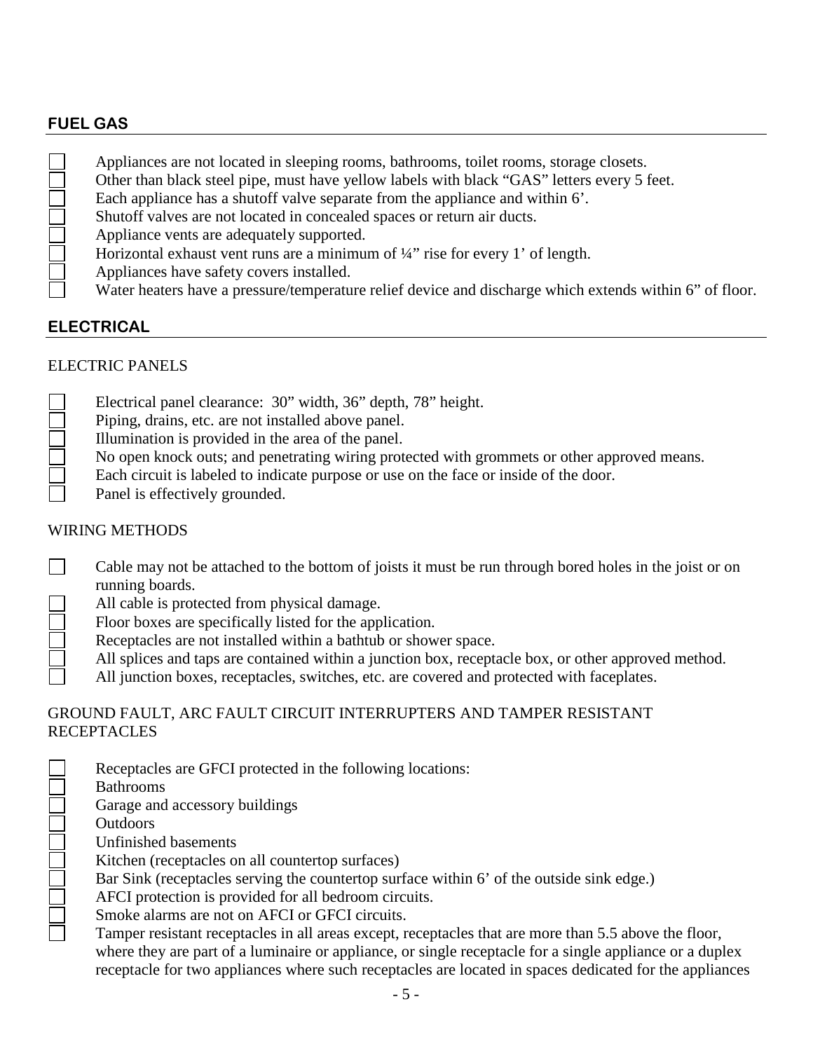## FUEL GAS

- [ ] Appliances are not located in sleeping rooms, bathrooms, toilet rooms, storage closets.
- [ ] Other than black steel pipe, must have yellow labels with black "GAS" letters every 5 feet.
- [ ] Each appliance has a shutoff valve separate from the appliance and within 6'.
- [ ] Shutoff valves are not located in concealed spaces or return air ducts.
- [ ] Appliance vents are adequately supported.
- [ ] Horizontal exhaust vent runs are a minimum of ¼" rise for every 1' of length.
- [ ] Appliances have safety covers installed.
- [ ] Water heaters have a pressure/temperature relief device and discharge which extends within 6" of floor.

## ELECTRICAL

### ELECTRIC PANELS

- [ ] Electrical panel clearance: 30" width, 36" depth, 78" height.
- [ ] Piping, drains, etc. are not installed above panel.
- [ ] Illumination is provided in the area of the panel.
- [ ] No open knock outs; and penetrating wiring protected with grommets or other approved means.
- [ ] Each circuit is labeled to indicate purpose or use on the face or inside of the door.
- [ ] Panel is effectively grounded.

### WIRING METHODS

- [ ] Cable may not be attached to the bottom of joists it must be run through bored holes in the joist or on running boards.
- [ ] All cable is protected from physical damage.
- [ ] Floor boxes are specifically listed for the application.
- [ ] Receptacles are not installed within a bathtub or shower space.
- [ ] All splices and taps are contained within a junction box, receptacle box, or other approved method.
- [ ] All junction boxes, receptacles, switches, etc. are covered and protected with faceplates.

### GROUND FAULT, ARC FAULT CIRCUIT INTERRUPTERS AND TAMPER RESISTANT RECEPTACLES

- [ ] Receptacles are GFCI protected in the following locations:
- [ ] Bathrooms
- [ ] Garage and accessory buildings
- [ ] Outdoors
- [ ] Unfinished basements
- [ ] Kitchen (receptacles on all countertop surfaces)
- [ ] Bar Sink (receptacles serving the countertop surface within 6' of the outside sink edge.)
- [ ] AFCI protection is provided for all bedroom circuits.
- [ ] Smoke alarms are not on AFCI or GFCI circuits.
- [ ] Tamper resistant receptacles in all areas except, receptacles that are more than 5.5 above the floor, where they are part of a luminaire or appliance, or single receptacle for a single appliance or a duplex receptacle for two appliances where such receptacles are located in spaces dedicated for the appliances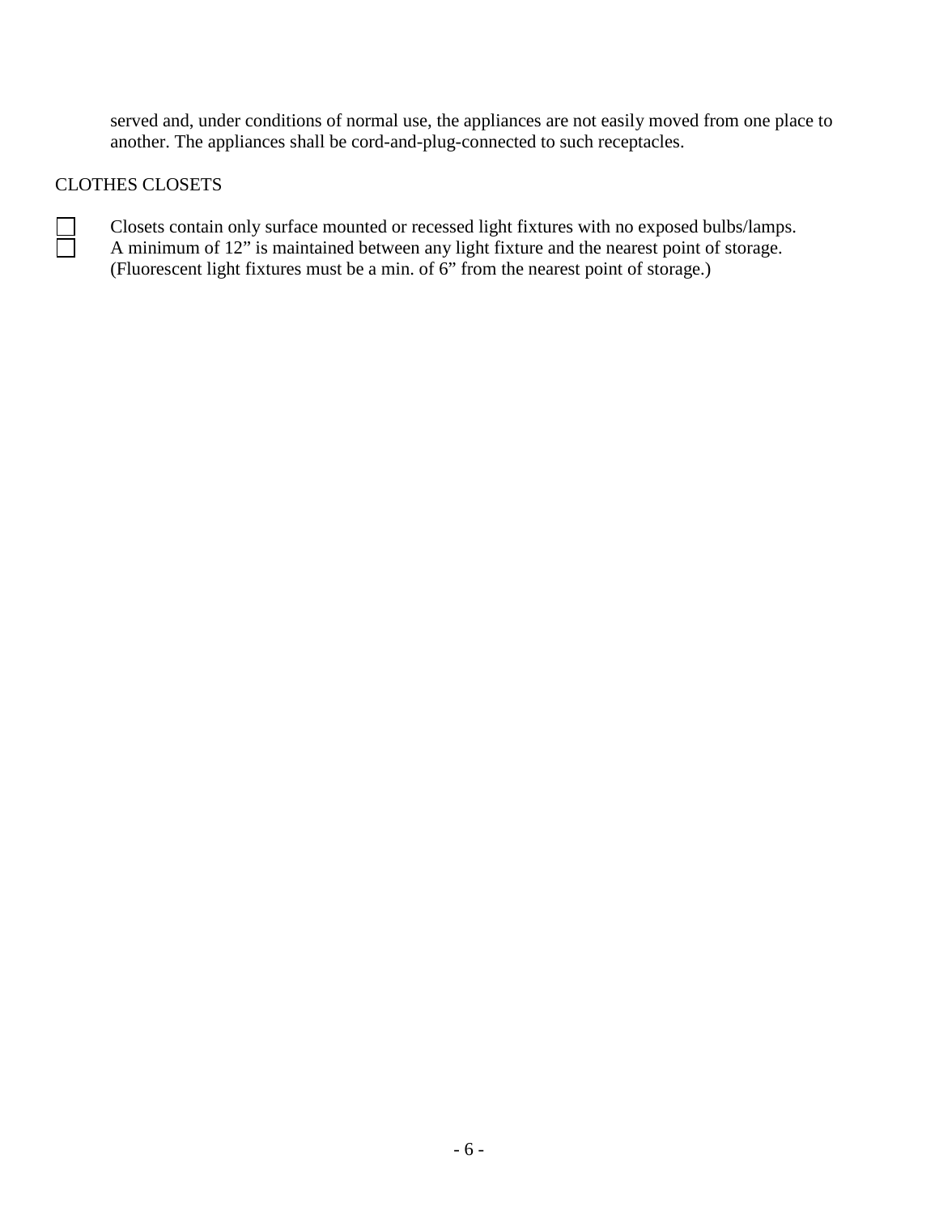served and, under conditions of normal use, the appliances are not easily moved from one place to another. The appliances shall be cord-and-plug-connected to such receptacles.

CLOTHES CLOSETS

- [ ] Closets contain only surface mounted or recessed light fixtures with no exposed bulbs/lamps.
- [ ] A minimum of 12" is maintained between any light fixture and the nearest point of storage. (Fluorescent light fixtures must be a min. of 6" from the nearest point of storage.)